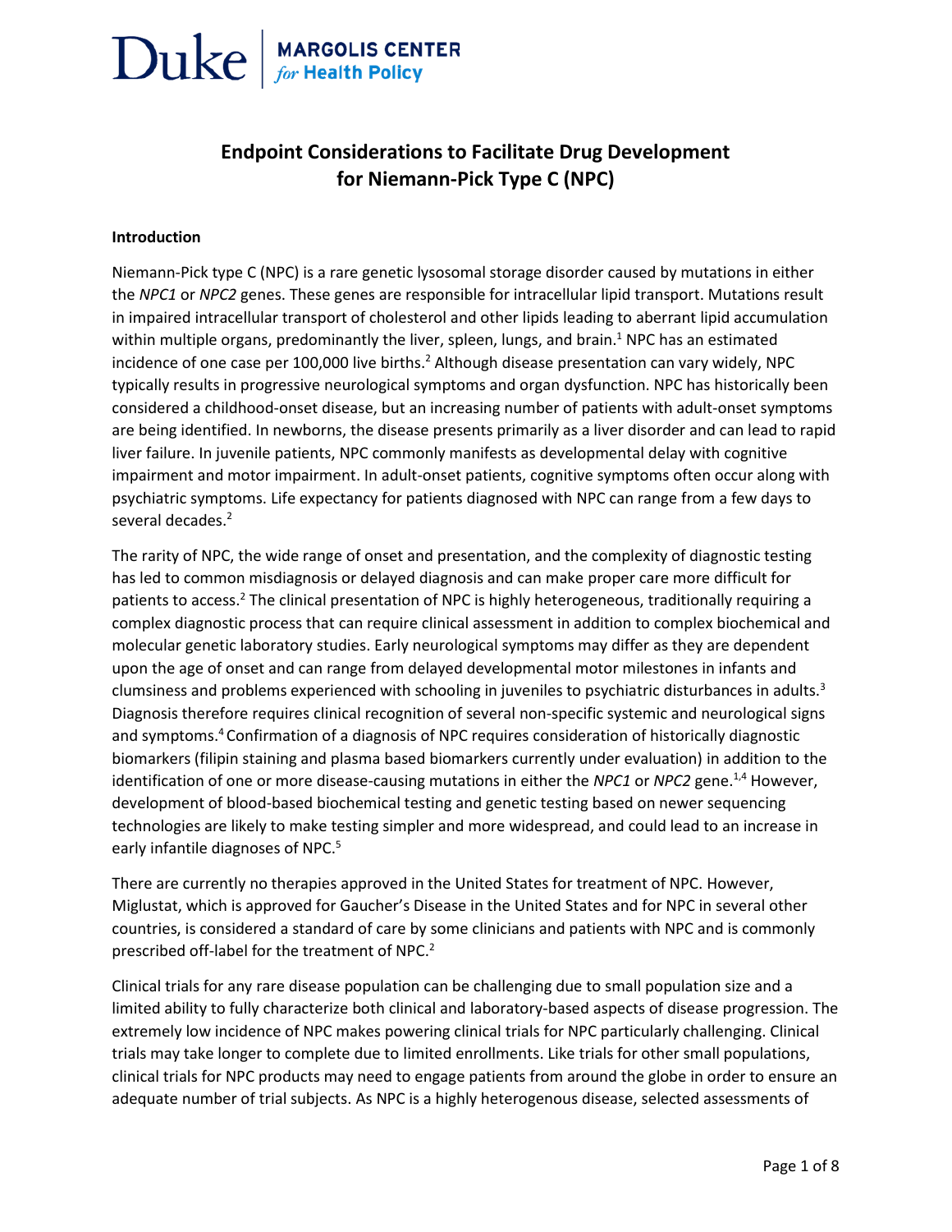Duke | MARGOLIS CENTER *for* Health Policy

# Endpoint Considerations to Facilitate Drug Development for Niemann-Pick Type C (NPC)

## Introduction

Niemann-Pick type C (NPC) is a rare genetic lysosomal storage disorder caused by mutations in either the *NPC1* or *NPC2* genes. These genes are responsible for intracellular lipid transport. Mutations result in impaired intracellular transport of cholesterol and other lipids leading to aberrant lipid accumulation within multiple organs, predominantly the liver, spleen, lungs, and brain.[1] NPC has an estimated incidence of one case per 100,000 live births.[2] Although disease presentation can vary widely, NPC typically results in progressive neurological symptoms and organ dysfunction. NPC has historically been considered a childhood-onset disease, but an increasing number of patients with adult-onset symptoms are being identified. In newborns, the disease presents primarily as a liver disorder and can lead to rapid liver failure. In juvenile patients, NPC commonly manifests as developmental delay with cognitive impairment and motor impairment. In adult-onset patients, cognitive symptoms often occur along with psychiatric symptoms. Life expectancy for patients diagnosed with NPC can range from a few days to several decades.[2]

The rarity of NPC, the wide range of onset and presentation, and the complexity of diagnostic testing has led to common misdiagnosis or delayed diagnosis and can make proper care more difficult for patients to access.[2] The clinical presentation of NPC is highly heterogeneous, traditionally requiring a complex diagnostic process that can require clinical assessment in addition to complex biochemical and molecular genetic laboratory studies. Early neurological symptoms may differ as they are dependent upon the age of onset and can range from delayed developmental motor milestones in infants and clumsiness and problems experienced with schooling in juveniles to psychiatric disturbances in adults.[3] Diagnosis therefore requires clinical recognition of several non-specific systemic and neurological signs and symptoms.[4] Confirmation of a diagnosis of NPC requires consideration of historically diagnostic biomarkers (filipin staining and plasma based biomarkers currently under evaluation) in addition to the identification of one or more disease-causing mutations in either the *NPC1* or *NPC2* gene.[1,4] However, development of blood-based biochemical testing and genetic testing based on newer sequencing technologies are likely to make testing simpler and more widespread, and could lead to an increase in early infantile diagnoses of NPC.[5]

There are currently no therapies approved in the United States for treatment of NPC. However, Miglustat, which is approved for Gaucher's Disease in the United States and for NPC in several other countries, is considered a standard of care by some clinicians and patients with NPC and is commonly prescribed off-label for the treatment of NPC.[2]

Clinical trials for any rare disease population can be challenging due to small population size and a limited ability to fully characterize both clinical and laboratory-based aspects of disease progression. The extremely low incidence of NPC makes powering clinical trials for NPC particularly challenging. Clinical trials may take longer to complete due to limited enrollments. Like trials for other small populations, clinical trials for NPC products may need to engage patients from around the globe in order to ensure an adequate number of trial subjects. As NPC is a highly heterogenous disease, selected assessments of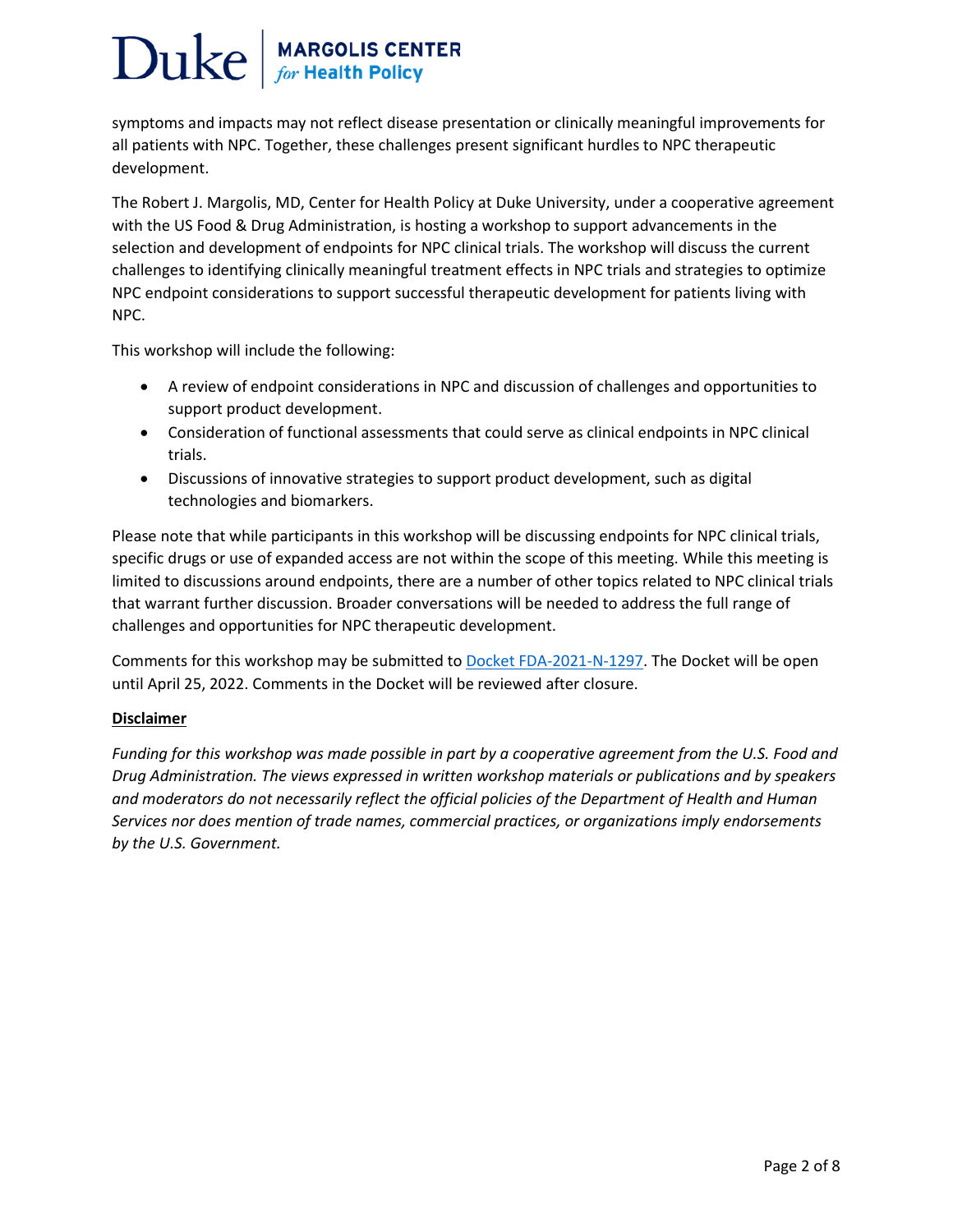symptoms and impacts may not reflect disease presentation or clinically meaningful improvements for all patients with NPC. Together, these challenges present significant hurdles to NPC therapeutic development.

The Robert J. Margolis, MD, Center for Health Policy at Duke University, under a cooperative agreement with the US Food & Drug Administration, is hosting a workshop to support advancements in the selection and development of endpoints for NPC clinical trials. The workshop will discuss the current challenges to identifying clinically meaningful treatment effects in NPC trials and strategies to optimize NPC endpoint considerations to support successful therapeutic development for patients living with NPC.

This workshop will include the following:

- A review of endpoint considerations in NPC and discussion of challenges and opportunities to support product development.
- Consideration of functional assessments that could serve as clinical endpoints in NPC clinical trials.
- Discussions of innovative strategies to support product development, such as digital technologies and biomarkers.

Please note that while participants in this workshop will be discussing endpoints for NPC clinical trials, specific drugs or use of expanded access are not within the scope of this meeting. While this meeting is limited to discussions around endpoints, there are a number of other topics related to NPC clinical trials that warrant further discussion. Broader conversations will be needed to address the full range of challenges and opportunities for NPC therapeutic development.

Comments for this workshop may be submitted to [Docket FDA-2021-N-1297](). The Docket will be open until April 25, 2022. Comments in the Docket will be reviewed after closure.

**Disclaimer**

*Funding for this workshop was made possible in part by a cooperative agreement from the U.S. Food and Drug Administration. The views expressed in written workshop materials or publications and by speakers and moderators do not necessarily reflect the official policies of the Department of Health and Human Services nor does mention of trade names, commercial practices, or organizations imply endorsements by the U.S. Government.*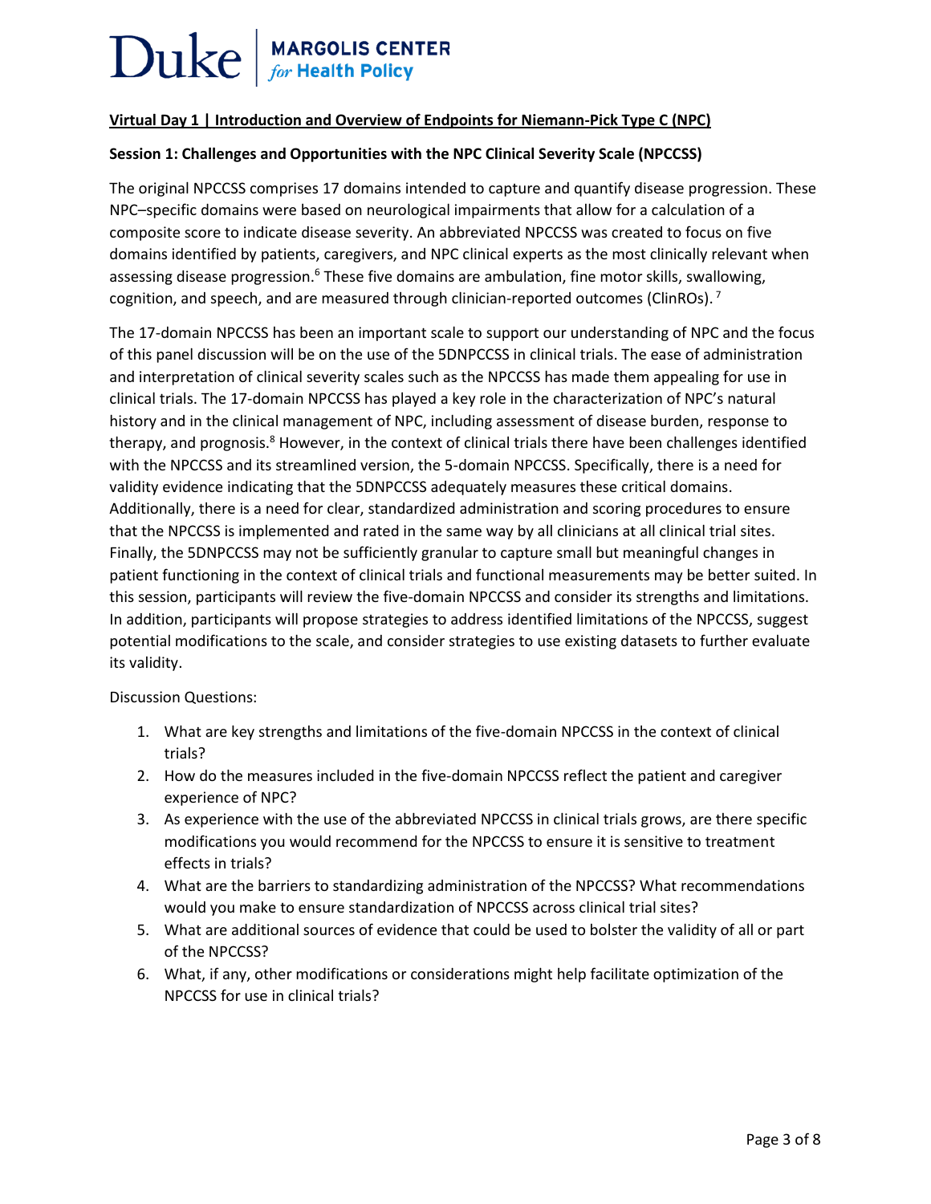## Virtual Day 1 | Introduction and Overview of Endpoints for Niemann-Pick Type C (NPC)

### Session 1: Challenges and Opportunities with the NPC Clinical Severity Scale (NPCCSS)

The original NPCCSS comprises 17 domains intended to capture and quantify disease progression. These NPC–specific domains were based on neurological impairments that allow for a calculation of a composite score to indicate disease severity. An abbreviated NPCCSS was created to focus on five domains identified by patients, caregivers, and NPC clinical experts as the most clinically relevant when assessing disease progression.[6] These five domains are ambulation, fine motor skills, swallowing, cognition, and speech, and are measured through clinician-reported outcomes (ClinROs).[7]

The 17-domain NPCCSS has been an important scale to support our understanding of NPC and the focus of this panel discussion will be on the use of the 5DNPCCSS in clinical trials. The ease of administration and interpretation of clinical severity scales such as the NPCCSS has made them appealing for use in clinical trials. The 17-domain NPCCSS has played a key role in the characterization of NPC's natural history and in the clinical management of NPC, including assessment of disease burden, response to therapy, and prognosis.[8] However, in the context of clinical trials there have been challenges identified with the NPCCSS and its streamlined version, the 5-domain NPCCSS. Specifically, there is a need for validity evidence indicating that the 5DNPCCSS adequately measures these critical domains. Additionally, there is a need for clear, standardized administration and scoring procedures to ensure that the NPCCSS is implemented and rated in the same way by all clinicians at all clinical trial sites. Finally, the 5DNPCCSS may not be sufficiently granular to capture small but meaningful changes in patient functioning in the context of clinical trials and functional measurements may be better suited. In this session, participants will review the five-domain NPCCSS and consider its strengths and limitations. In addition, participants will propose strategies to address identified limitations of the NPCCSS, suggest potential modifications to the scale, and consider strategies to use existing datasets to further evaluate its validity.

Discussion Questions:

1. What are key strengths and limitations of the five-domain NPCCSS in the context of clinical trials?
2. How do the measures included in the five-domain NPCCSS reflect the patient and caregiver experience of NPC?
3. As experience with the use of the abbreviated NPCCSS in clinical trials grows, are there specific modifications you would recommend for the NPCCSS to ensure it is sensitive to treatment effects in trials?
4. What are the barriers to standardizing administration of the NPCCSS? What recommendations would you make to ensure standardization of NPCCSS across clinical trial sites?
5. What are additional sources of evidence that could be used to bolster the validity of all or part of the NPCCSS?
6. What, if any, other modifications or considerations might help facilitate optimization of the NPCCSS for use in clinical trials?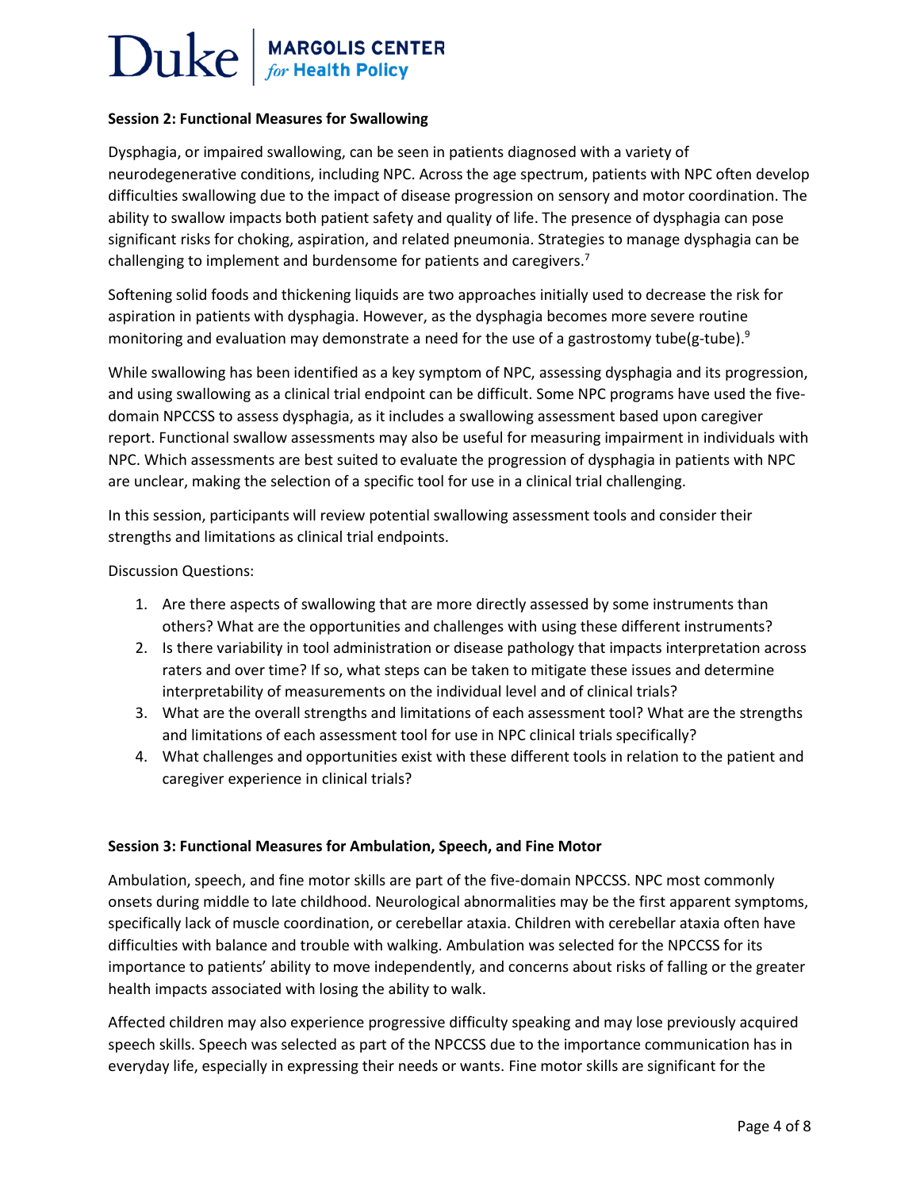**Session 2: Functional Measures for Swallowing**

Dysphagia, or impaired swallowing, can be seen in patients diagnosed with a variety of neurodegenerative conditions, including NPC. Across the age spectrum, patients with NPC often develop difficulties swallowing due to the impact of disease progression on sensory and motor coordination. The ability to swallow impacts both patient safety and quality of life. The presence of dysphagia can pose significant risks for choking, aspiration, and related pneumonia. Strategies to manage dysphagia can be challenging to implement and burdensome for patients and caregivers.[7]

Softening solid foods and thickening liquids are two approaches initially used to decrease the risk for aspiration in patients with dysphagia. However, as the dysphagia becomes more severe routine monitoring and evaluation may demonstrate a need for the use of a gastrostomy tube(g-tube).[9]

While swallowing has been identified as a key symptom of NPC, assessing dysphagia and its progression, and using swallowing as a clinical trial endpoint can be difficult. Some NPC programs have used the five-domain NPCCSS to assess dysphagia, as it includes a swallowing assessment based upon caregiver report. Functional swallow assessments may also be useful for measuring impairment in individuals with NPC. Which assessments are best suited to evaluate the progression of dysphagia in patients with NPC are unclear, making the selection of a specific tool for use in a clinical trial challenging.

In this session, participants will review potential swallowing assessment tools and consider their strengths and limitations as clinical trial endpoints.

Discussion Questions:

1. Are there aspects of swallowing that are more directly assessed by some instruments than others? What are the opportunities and challenges with using these different instruments?
2. Is there variability in tool administration or disease pathology that impacts interpretation across raters and over time? If so, what steps can be taken to mitigate these issues and determine interpretability of measurements on the individual level and of clinical trials?
3. What are the overall strengths and limitations of each assessment tool? What are the strengths and limitations of each assessment tool for use in NPC clinical trials specifically?
4. What challenges and opportunities exist with these different tools in relation to the patient and caregiver experience in clinical trials?

**Session 3: Functional Measures for Ambulation, Speech, and Fine Motor**

Ambulation, speech, and fine motor skills are part of the five-domain NPCCSS. NPC most commonly onsets during middle to late childhood. Neurological abnormalities may be the first apparent symptoms, specifically lack of muscle coordination, or cerebellar ataxia. Children with cerebellar ataxia often have difficulties with balance and trouble with walking. Ambulation was selected for the NPCCSS for its importance to patients' ability to move independently, and concerns about risks of falling or the greater health impacts associated with losing the ability to walk.

Affected children may also experience progressive difficulty speaking and may lose previously acquired speech skills. Speech was selected as part of the NPCCSS due to the importance communication has in everyday life, especially in expressing their needs or wants. Fine motor skills are significant for the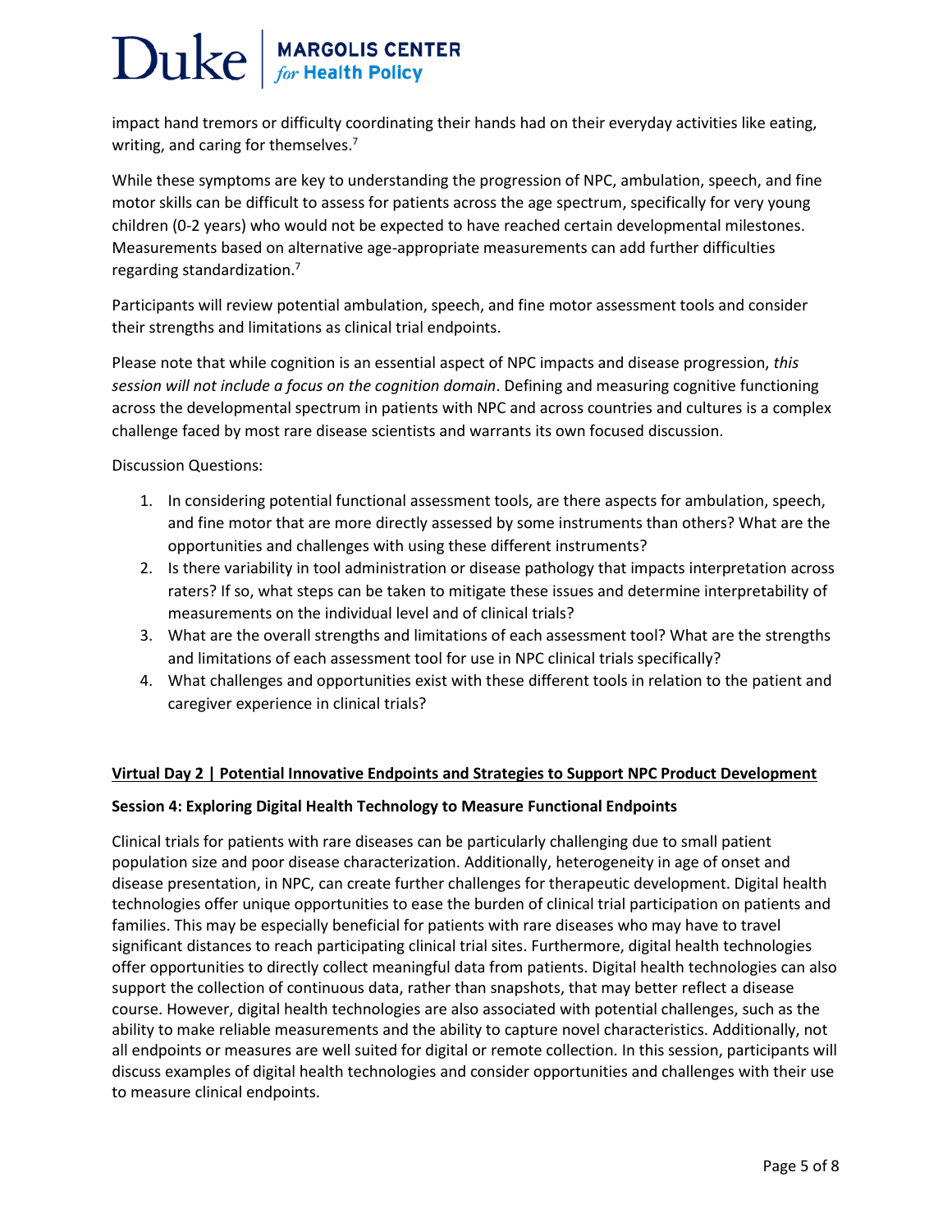impact hand tremors or difficulty coordinating their hands had on their everyday activities like eating, writing, and caring for themselves.[7]

While these symptoms are key to understanding the progression of NPC, ambulation, speech, and fine motor skills can be difficult to assess for patients across the age spectrum, specifically for very young children (0-2 years) who would not be expected to have reached certain developmental milestones. Measurements based on alternative age-appropriate measurements can add further difficulties regarding standardization.[7]

Participants will review potential ambulation, speech, and fine motor assessment tools and consider their strengths and limitations as clinical trial endpoints.

Please note that while cognition is an essential aspect of NPC impacts and disease progression, *this session will not include a focus on the cognition domain*. Defining and measuring cognitive functioning across the developmental spectrum in patients with NPC and across countries and cultures is a complex challenge faced by most rare disease scientists and warrants its own focused discussion.

Discussion Questions:

1. In considering potential functional assessment tools, are there aspects for ambulation, speech, and fine motor that are more directly assessed by some instruments than others? What are the opportunities and challenges with using these different instruments?
2. Is there variability in tool administration or disease pathology that impacts interpretation across raters? If so, what steps can be taken to mitigate these issues and determine interpretability of measurements on the individual level and of clinical trials?
3. What are the overall strengths and limitations of each assessment tool? What are the strengths and limitations of each assessment tool for use in NPC clinical trials specifically?
4. What challenges and opportunities exist with these different tools in relation to the patient and caregiver experience in clinical trials?

## Virtual Day 2 | Potential Innovative Endpoints and Strategies to Support NPC Product Development

### Session 4: Exploring Digital Health Technology to Measure Functional Endpoints

Clinical trials for patients with rare diseases can be particularly challenging due to small patient population size and poor disease characterization. Additionally, heterogeneity in age of onset and disease presentation, in NPC, can create further challenges for therapeutic development. Digital health technologies offer unique opportunities to ease the burden of clinical trial participation on patients and families. This may be especially beneficial for patients with rare diseases who may have to travel significant distances to reach participating clinical trial sites. Furthermore, digital health technologies offer opportunities to directly collect meaningful data from patients. Digital health technologies can also support the collection of continuous data, rather than snapshots, that may better reflect a disease course. However, digital health technologies are also associated with potential challenges, such as the ability to make reliable measurements and the ability to capture novel characteristics. Additionally, not all endpoints or measures are well suited for digital or remote collection. In this session, participants will discuss examples of digital health technologies and consider opportunities and challenges with their use to measure clinical endpoints.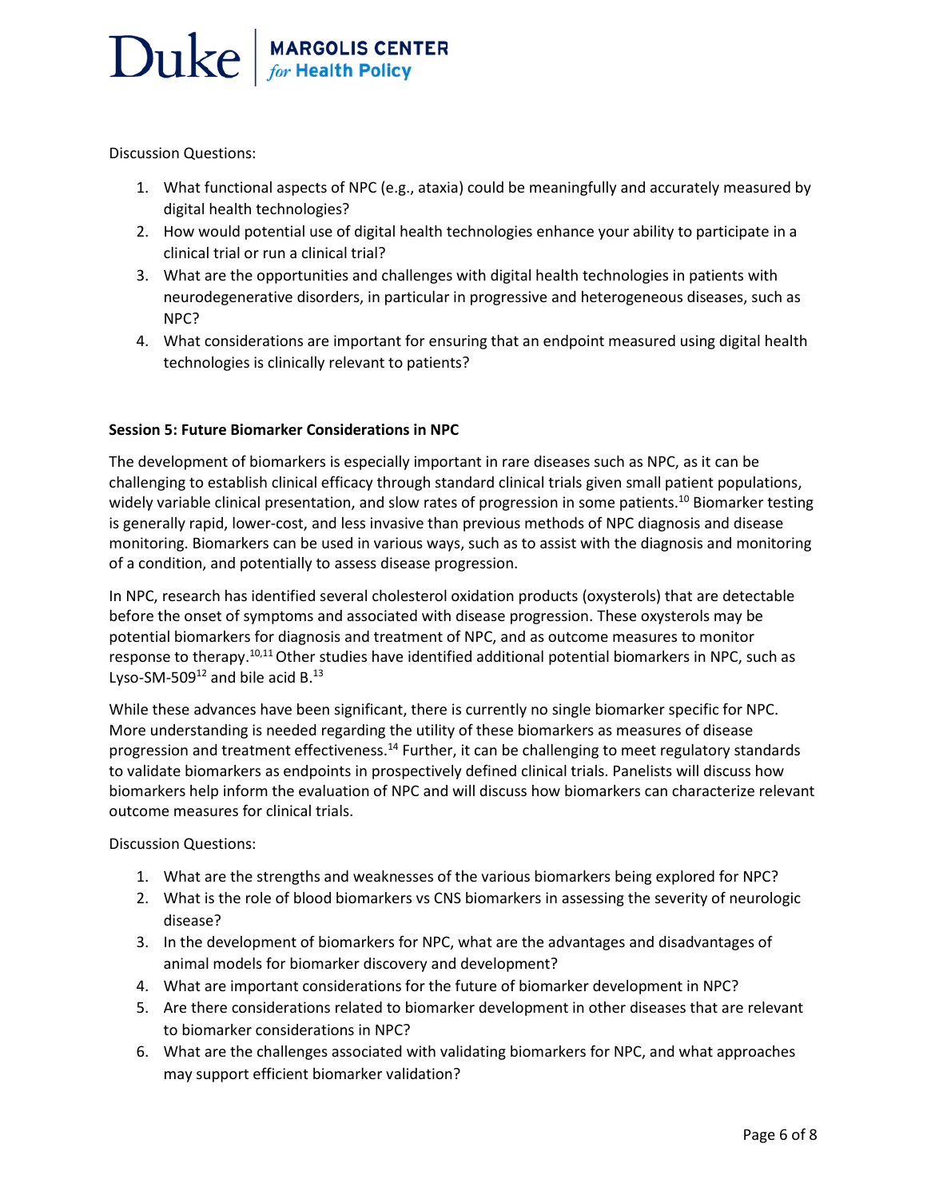Discussion Questions:

1. What functional aspects of NPC (e.g., ataxia) could be meaningfully and accurately measured by digital health technologies?
2. How would potential use of digital health technologies enhance your ability to participate in a clinical trial or run a clinical trial?
3. What are the opportunities and challenges with digital health technologies in patients with neurodegenerative disorders, in particular in progressive and heterogeneous diseases, such as NPC?
4. What considerations are important for ensuring that an endpoint measured using digital health technologies is clinically relevant to patients?

**Session 5: Future Biomarker Considerations in NPC**

The development of biomarkers is especially important in rare diseases such as NPC, as it can be challenging to establish clinical efficacy through standard clinical trials given small patient populations, widely variable clinical presentation, and slow rates of progression in some patients.[10] Biomarker testing is generally rapid, lower-cost, and less invasive than previous methods of NPC diagnosis and disease monitoring. Biomarkers can be used in various ways, such as to assist with the diagnosis and monitoring of a condition, and potentially to assess disease progression.

In NPC, research has identified several cholesterol oxidation products (oxysterols) that are detectable before the onset of symptoms and associated with disease progression. These oxysterols may be potential biomarkers for diagnosis and treatment of NPC, and as outcome measures to monitor response to therapy.[10,11] Other studies have identified additional potential biomarkers in NPC, such as Lyso-SM-509[12] and bile acid B.[13]

While these advances have been significant, there is currently no single biomarker specific for NPC. More understanding is needed regarding the utility of these biomarkers as measures of disease progression and treatment effectiveness.[14] Further, it can be challenging to meet regulatory standards to validate biomarkers as endpoints in prospectively defined clinical trials. Panelists will discuss how biomarkers help inform the evaluation of NPC and will discuss how biomarkers can characterize relevant outcome measures for clinical trials.

Discussion Questions:

1. What are the strengths and weaknesses of the various biomarkers being explored for NPC?
2. What is the role of blood biomarkers vs CNS biomarkers in assessing the severity of neurologic disease?
3. In the development of biomarkers for NPC, what are the advantages and disadvantages of animal models for biomarker discovery and development?
4. What are important considerations for the future of biomarker development in NPC?
5. Are there considerations related to biomarker development in other diseases that are relevant to biomarker considerations in NPC?
6. What are the challenges associated with validating biomarkers for NPC, and what approaches may support efficient biomarker validation?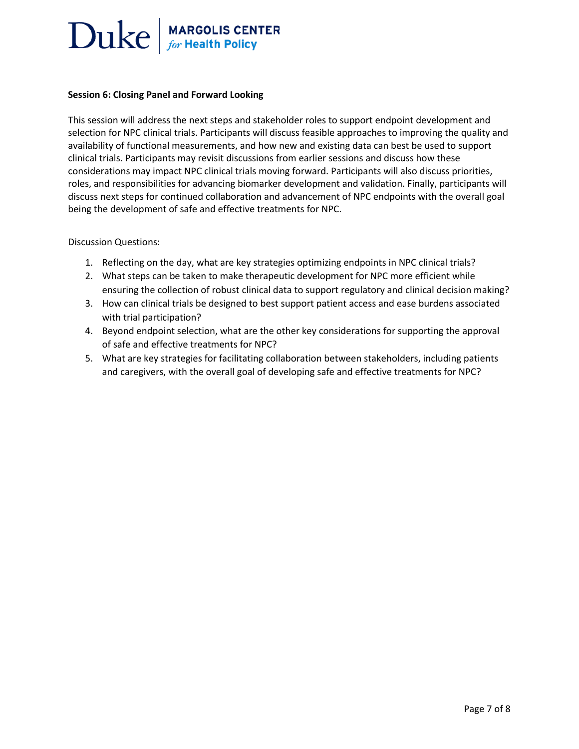**Session 6: Closing Panel and Forward Looking**

This session will address the next steps and stakeholder roles to support endpoint development and selection for NPC clinical trials. Participants will discuss feasible approaches to improving the quality and availability of functional measurements, and how new and existing data can best be used to support clinical trials. Participants may revisit discussions from earlier sessions and discuss how these considerations may impact NPC clinical trials moving forward. Participants will also discuss priorities, roles, and responsibilities for advancing biomarker development and validation. Finally, participants will discuss next steps for continued collaboration and advancement of NPC endpoints with the overall goal being the development of safe and effective treatments for NPC.

Discussion Questions:

1. Reflecting on the day, what are key strategies optimizing endpoints in NPC clinical trials?
2. What steps can be taken to make therapeutic development for NPC more efficient while ensuring the collection of robust clinical data to support regulatory and clinical decision making?
3. How can clinical trials be designed to best support patient access and ease burdens associated with trial participation?
4. Beyond endpoint selection, what are the other key considerations for supporting the approval of safe and effective treatments for NPC?
5. What are key strategies for facilitating collaboration between stakeholders, including patients and caregivers, with the overall goal of developing safe and effective treatments for NPC?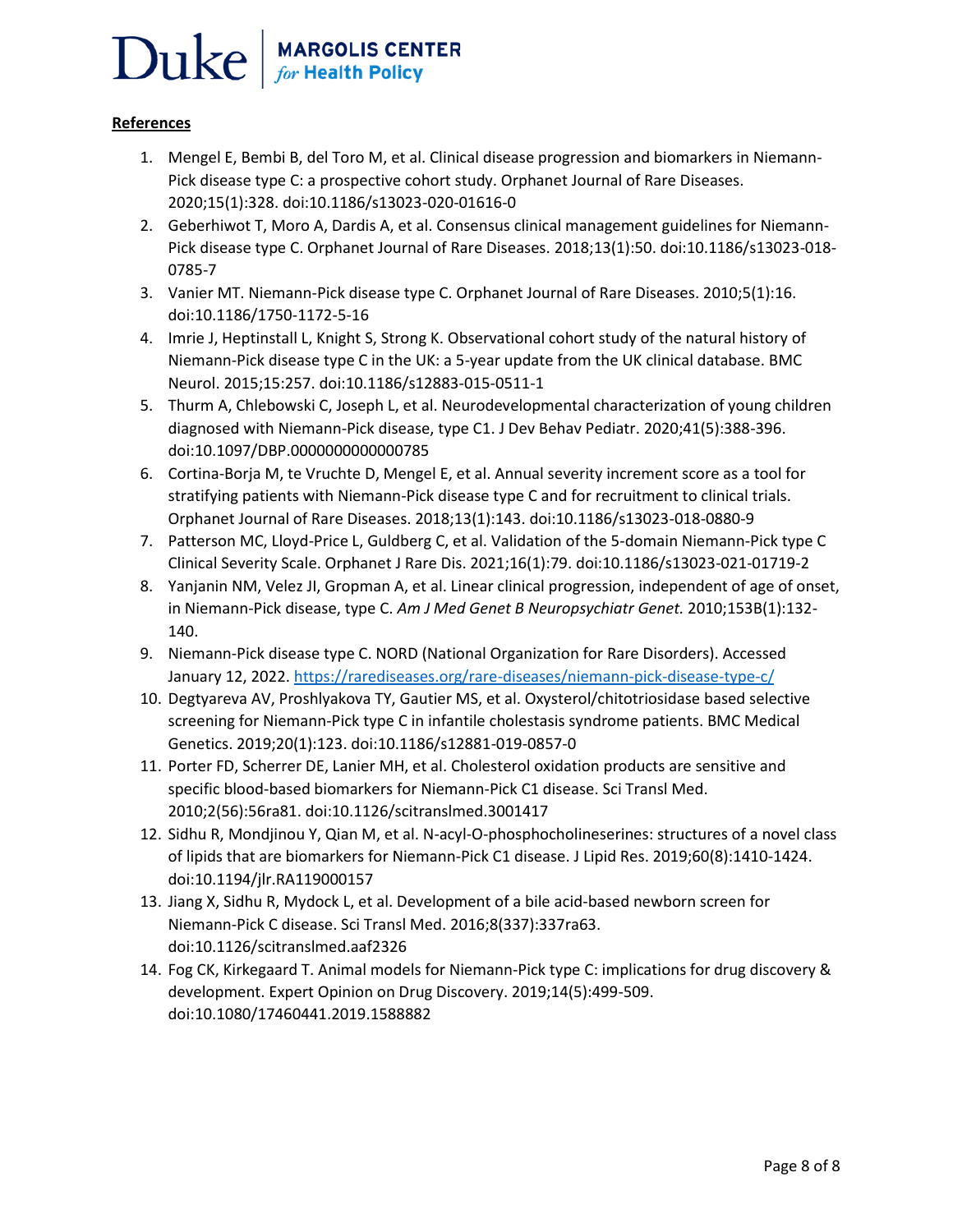**References**

1. Mengel E, Bembi B, del Toro M, et al. Clinical disease progression and biomarkers in Niemann-Pick disease type C: a prospective cohort study. Orphanet Journal of Rare Diseases. 2020;15(1):328. doi:10.1186/s13023-020-01616-0
2. Geberhiwot T, Moro A, Dardis A, et al. Consensus clinical management guidelines for Niemann-Pick disease type C. Orphanet Journal of Rare Diseases. 2018;13(1):50. doi:10.1186/s13023-018-0785-7
3. Vanier MT. Niemann-Pick disease type C. Orphanet Journal of Rare Diseases. 2010;5(1):16. doi:10.1186/1750-1172-5-16
4. Imrie J, Heptinstall L, Knight S, Strong K. Observational cohort study of the natural history of Niemann-Pick disease type C in the UK: a 5-year update from the UK clinical database. BMC Neurol. 2015;15:257. doi:10.1186/s12883-015-0511-1
5. Thurm A, Chlebowski C, Joseph L, et al. Neurodevelopmental characterization of young children diagnosed with Niemann-Pick disease, type C1. J Dev Behav Pediatr. 2020;41(5):388-396. doi:10.1097/DBP.0000000000000785
6. Cortina-Borja M, te Vruchte D, Mengel E, et al. Annual severity increment score as a tool for stratifying patients with Niemann-Pick disease type C and for recruitment to clinical trials. Orphanet Journal of Rare Diseases. 2018;13(1):143. doi:10.1186/s13023-018-0880-9
7. Patterson MC, Lloyd-Price L, Guldberg C, et al. Validation of the 5-domain Niemann-Pick type C Clinical Severity Scale. Orphanet J Rare Dis. 2021;16(1):79. doi:10.1186/s13023-021-01719-2
8. Yanjanin NM, Velez JI, Gropman A, et al. Linear clinical progression, independent of age of onset, in Niemann-Pick disease, type C. *Am J Med Genet B Neuropsychiatr Genet.* 2010;153B(1):132-140.
9. Niemann-Pick disease type C. NORD (National Organization for Rare Disorders). Accessed January 12, 2022. https://rarediseases.org/rare-diseases/niemann-pick-disease-type-c/
10. Degtyareva AV, Proshlyakova TY, Gautier MS, et al. Oxysterol/chitotriosidase based selective screening for Niemann-Pick type C in infantile cholestasis syndrome patients. BMC Medical Genetics. 2019;20(1):123. doi:10.1186/s12881-019-0857-0
11. Porter FD, Scherrer DE, Lanier MH, et al. Cholesterol oxidation products are sensitive and specific blood-based biomarkers for Niemann-Pick C1 disease. Sci Transl Med. 2010;2(56):56ra81. doi:10.1126/scitranslmed.3001417
12. Sidhu R, Mondjinou Y, Qian M, et al. N-acyl-O-phosphocholineserines: structures of a novel class of lipids that are biomarkers for Niemann-Pick C1 disease. J Lipid Res. 2019;60(8):1410-1424. doi:10.1194/jlr.RA119000157
13. Jiang X, Sidhu R, Mydock L, et al. Development of a bile acid-based newborn screen for Niemann-Pick C disease. Sci Transl Med. 2016;8(337):337ra63. doi:10.1126/scitranslmed.aaf2326
14. Fog CK, Kirkegaard T. Animal models for Niemann-Pick type C: implications for drug discovery & development. Expert Opinion on Drug Discovery. 2019;14(5):499-509. doi:10.1080/17460441.2019.1588882